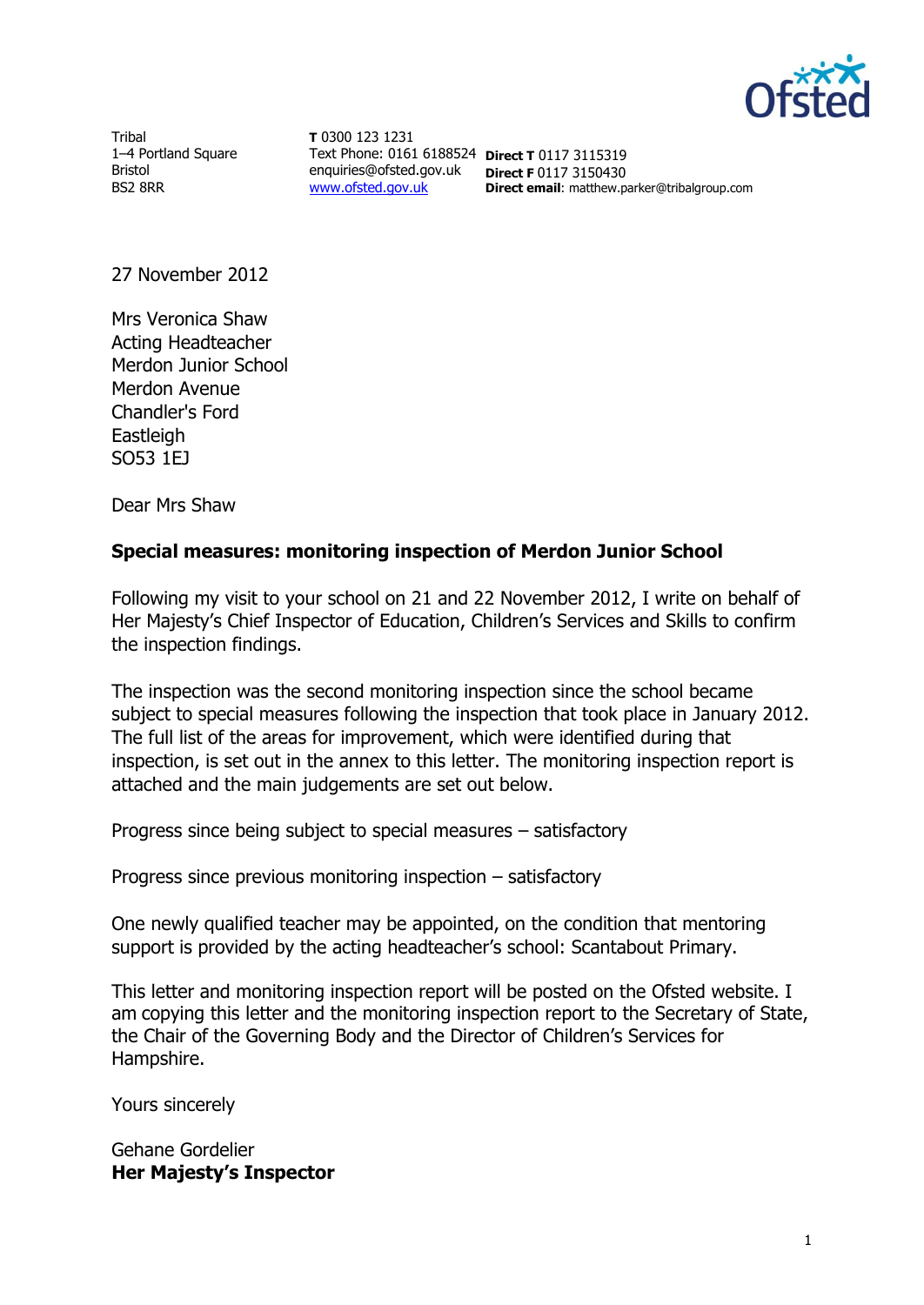Tribal
1–4 Portland Square
Bristol
BS2 8RR

**T** 0300 123 1231
Text Phone: 0161 6188524
enquiries@ofsted.gov.uk
www.ofsted.gov.uk

**Direct T** 0117 3115319
**Direct F** 0117 3150430
**Direct email**: matthew.parker@tribalgroup.com

27 November 2012

Mrs Veronica Shaw
Acting Headteacher
Merdon Junior School
Merdon Avenue
Chandler's Ford
Eastleigh
SO53 1EJ

Dear Mrs Shaw

**Special measures: monitoring inspection of Merdon Junior School**

Following my visit to your school on 21 and 22 November 2012, I write on behalf of Her Majesty's Chief Inspector of Education, Children's Services and Skills to confirm the inspection findings.

The inspection was the second monitoring inspection since the school became subject to special measures following the inspection that took place in January 2012. The full list of the areas for improvement, which were identified during that inspection, is set out in the annex to this letter. The monitoring inspection report is attached and the main judgements are set out below.

Progress since being subject to special measures – satisfactory

Progress since previous monitoring inspection – satisfactory

One newly qualified teacher may be appointed, on the condition that mentoring support is provided by the acting headteacher's school: Scantabout Primary.

This letter and monitoring inspection report will be posted on the Ofsted website. I am copying this letter and the monitoring inspection report to the Secretary of State, the Chair of the Governing Body and the Director of Children's Services for Hampshire.

Yours sincerely

Gehane Gordelier
**Her Majesty's Inspector**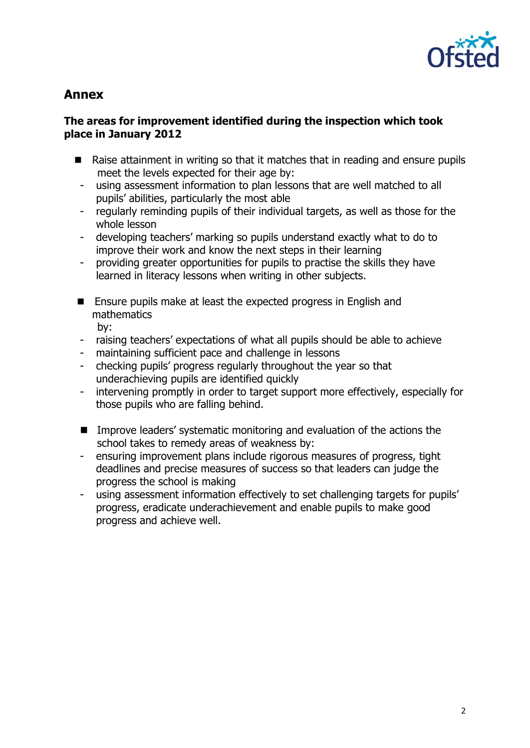## Annex

### The areas for improvement identified during the inspection which took place in January 2012

- Raise attainment in writing so that it matches that in reading and ensure pupils meet the levels expected for their age by:
  - using assessment information to plan lessons that are well matched to all pupils' abilities, particularly the most able
  - regularly reminding pupils of their individual targets, as well as those for the whole lesson
  - developing teachers' marking so pupils understand exactly what to do to improve their work and know the next steps in their learning
  - providing greater opportunities for pupils to practise the skills they have learned in literacy lessons when writing in other subjects.

- Ensure pupils make at least the expected progress in English and mathematics by:
  - raising teachers' expectations of what all pupils should be able to achieve
  - maintaining sufficient pace and challenge in lessons
  - checking pupils' progress regularly throughout the year so that underachieving pupils are identified quickly
  - intervening promptly in order to target support more effectively, especially for those pupils who are falling behind.

- Improve leaders' systematic monitoring and evaluation of the actions the school takes to remedy areas of weakness by:
  - ensuring improvement plans include rigorous measures of progress, tight deadlines and precise measures of success so that leaders can judge the progress the school is making
  - using assessment information effectively to set challenging targets for pupils' progress, eradicate underachievement and enable pupils to make good progress and achieve well.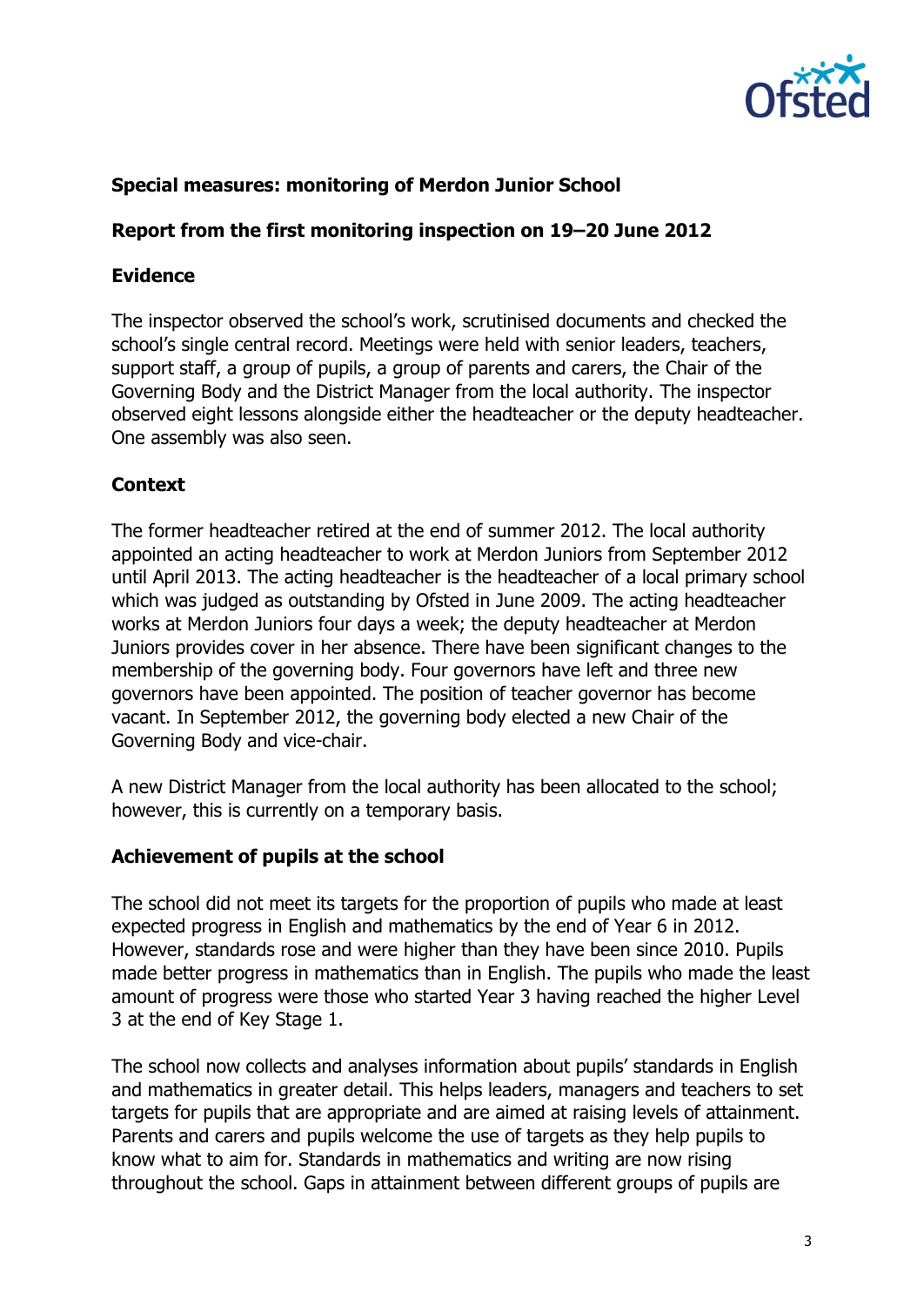## Special measures: monitoring of Merdon Junior School

## Report from the first monitoring inspection on 19–20 June 2012

### Evidence

The inspector observed the school's work, scrutinised documents and checked the school's single central record. Meetings were held with senior leaders, teachers, support staff, a group of pupils, a group of parents and carers, the Chair of the Governing Body and the District Manager from the local authority. The inspector observed eight lessons alongside either the headteacher or the deputy headteacher. One assembly was also seen.

### Context

The former headteacher retired at the end of summer 2012. The local authority appointed an acting headteacher to work at Merdon Juniors from September 2012 until April 2013. The acting headteacher is the headteacher of a local primary school which was judged as outstanding by Ofsted in June 2009. The acting headteacher works at Merdon Juniors four days a week; the deputy headteacher at Merdon Juniors provides cover in her absence. There have been significant changes to the membership of the governing body. Four governors have left and three new governors have been appointed. The position of teacher governor has become vacant. In September 2012, the governing body elected a new Chair of the Governing Body and vice-chair.

A new District Manager from the local authority has been allocated to the school; however, this is currently on a temporary basis.

### Achievement of pupils at the school

The school did not meet its targets for the proportion of pupils who made at least expected progress in English and mathematics by the end of Year 6 in 2012. However, standards rose and were higher than they have been since 2010. Pupils made better progress in mathematics than in English. The pupils who made the least amount of progress were those who started Year 3 having reached the higher Level 3 at the end of Key Stage 1.

The school now collects and analyses information about pupils' standards in English and mathematics in greater detail. This helps leaders, managers and teachers to set targets for pupils that are appropriate and are aimed at raising levels of attainment. Parents and carers and pupils welcome the use of targets as they help pupils to know what to aim for. Standards in mathematics and writing are now rising throughout the school. Gaps in attainment between different groups of pupils are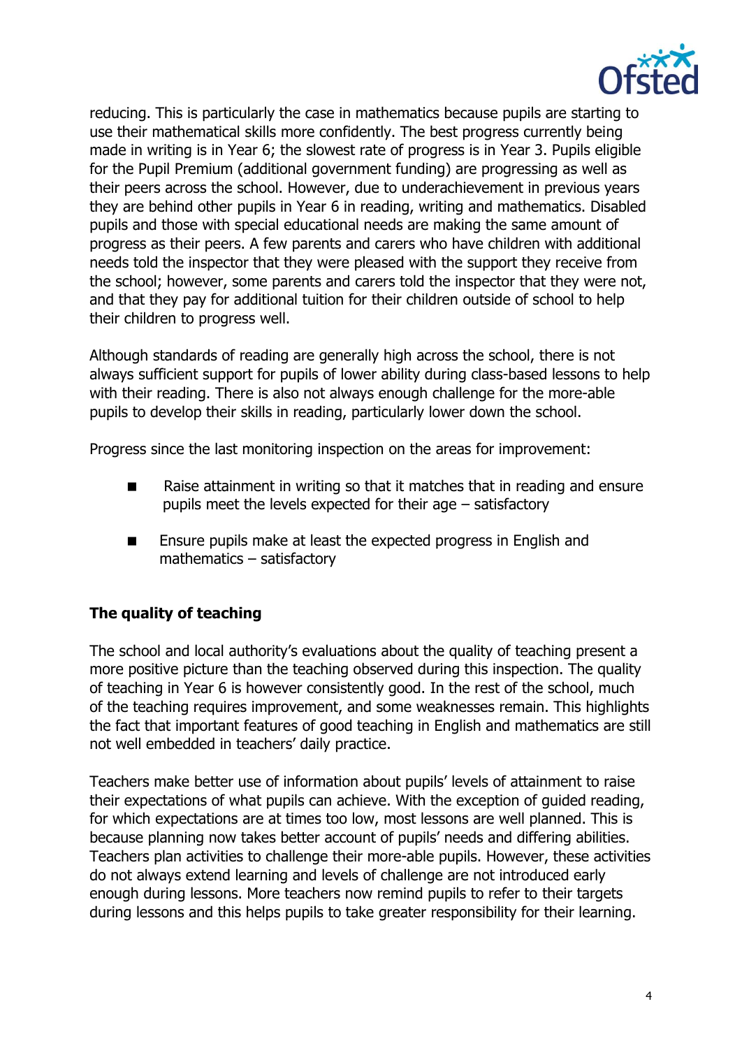reducing. This is particularly the case in mathematics because pupils are starting to use their mathematical skills more confidently. The best progress currently being made in writing is in Year 6; the slowest rate of progress is in Year 3. Pupils eligible for the Pupil Premium (additional government funding) are progressing as well as their peers across the school. However, due to underachievement in previous years they are behind other pupils in Year 6 in reading, writing and mathematics. Disabled pupils and those with special educational needs are making the same amount of progress as their peers. A few parents and carers who have children with additional needs told the inspector that they were pleased with the support they receive from the school; however, some parents and carers told the inspector that they were not, and that they pay for additional tuition for their children outside of school to help their children to progress well.

Although standards of reading are generally high across the school, there is not always sufficient support for pupils of lower ability during class-based lessons to help with their reading. There is also not always enough challenge for the more-able pupils to develop their skills in reading, particularly lower down the school.

Progress since the last monitoring inspection on the areas for improvement:

- Raise attainment in writing so that it matches that in reading and ensure pupils meet the levels expected for their age – satisfactory
- Ensure pupils make at least the expected progress in English and mathematics – satisfactory

**The quality of teaching**

The school and local authority's evaluations about the quality of teaching present a more positive picture than the teaching observed during this inspection. The quality of teaching in Year 6 is however consistently good. In the rest of the school, much of the teaching requires improvement, and some weaknesses remain. This highlights the fact that important features of good teaching in English and mathematics are still not well embedded in teachers' daily practice.

Teachers make better use of information about pupils' levels of attainment to raise their expectations of what pupils can achieve. With the exception of guided reading, for which expectations are at times too low, most lessons are well planned. This is because planning now takes better account of pupils' needs and differing abilities. Teachers plan activities to challenge their more-able pupils. However, these activities do not always extend learning and levels of challenge are not introduced early enough during lessons. More teachers now remind pupils to refer to their targets during lessons and this helps pupils to take greater responsibility for their learning.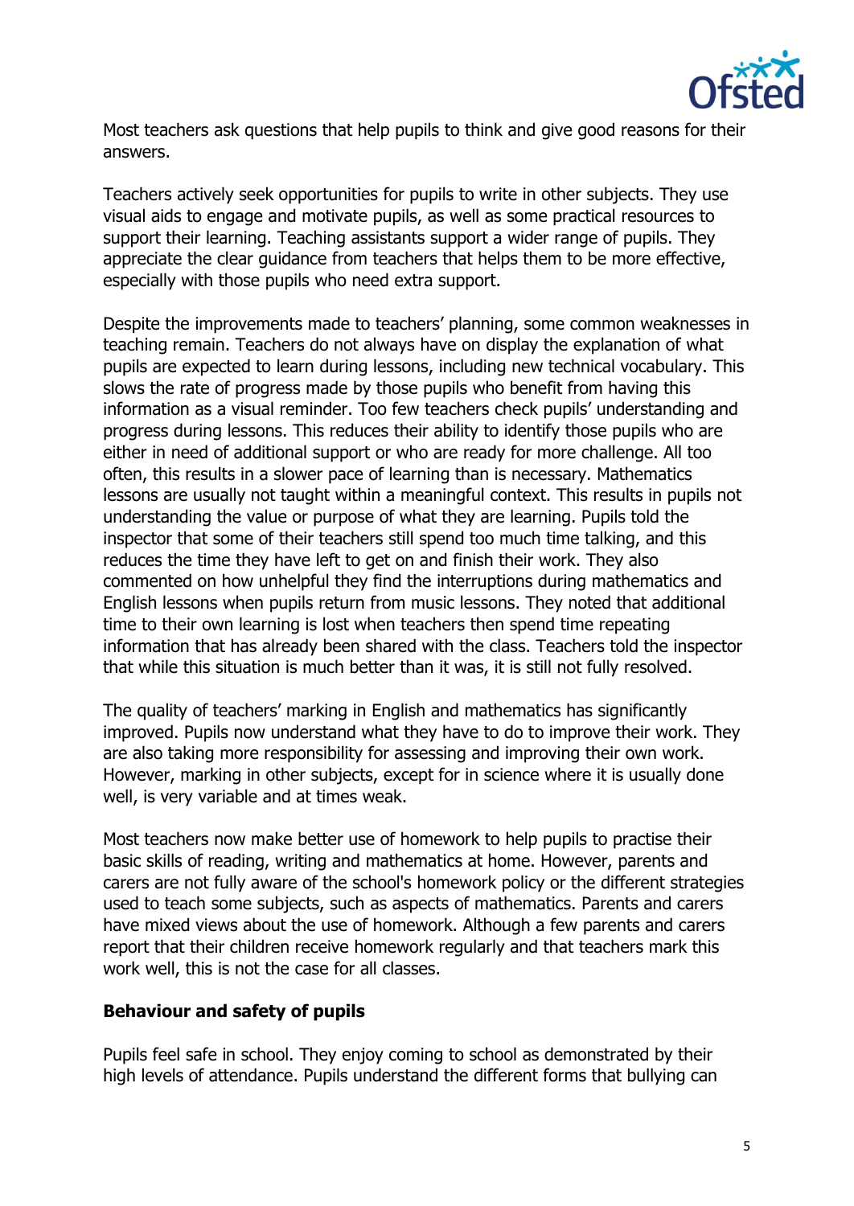Most teachers ask questions that help pupils to think and give good reasons for their answers.

Teachers actively seek opportunities for pupils to write in other subjects. They use visual aids to engage and motivate pupils, as well as some practical resources to support their learning. Teaching assistants support a wider range of pupils. They appreciate the clear guidance from teachers that helps them to be more effective, especially with those pupils who need extra support.

Despite the improvements made to teachers' planning, some common weaknesses in teaching remain. Teachers do not always have on display the explanation of what pupils are expected to learn during lessons, including new technical vocabulary. This slows the rate of progress made by those pupils who benefit from having this information as a visual reminder. Too few teachers check pupils' understanding and progress during lessons. This reduces their ability to identify those pupils who are either in need of additional support or who are ready for more challenge. All too often, this results in a slower pace of learning than is necessary. Mathematics lessons are usually not taught within a meaningful context. This results in pupils not understanding the value or purpose of what they are learning. Pupils told the inspector that some of their teachers still spend too much time talking, and this reduces the time they have left to get on and finish their work. They also commented on how unhelpful they find the interruptions during mathematics and English lessons when pupils return from music lessons. They noted that additional time to their own learning is lost when teachers then spend time repeating information that has already been shared with the class. Teachers told the inspector that while this situation is much better than it was, it is still not fully resolved.

The quality of teachers' marking in English and mathematics has significantly improved. Pupils now understand what they have to do to improve their work. They are also taking more responsibility for assessing and improving their own work. However, marking in other subjects, except for in science where it is usually done well, is very variable and at times weak.

Most teachers now make better use of homework to help pupils to practise their basic skills of reading, writing and mathematics at home. However, parents and carers are not fully aware of the school's homework policy or the different strategies used to teach some subjects, such as aspects of mathematics. Parents and carers have mixed views about the use of homework. Although a few parents and carers report that their children receive homework regularly and that teachers mark this work well, this is not the case for all classes.

### Behaviour and safety of pupils

Pupils feel safe in school. They enjoy coming to school as demonstrated by their high levels of attendance. Pupils understand the different forms that bullying can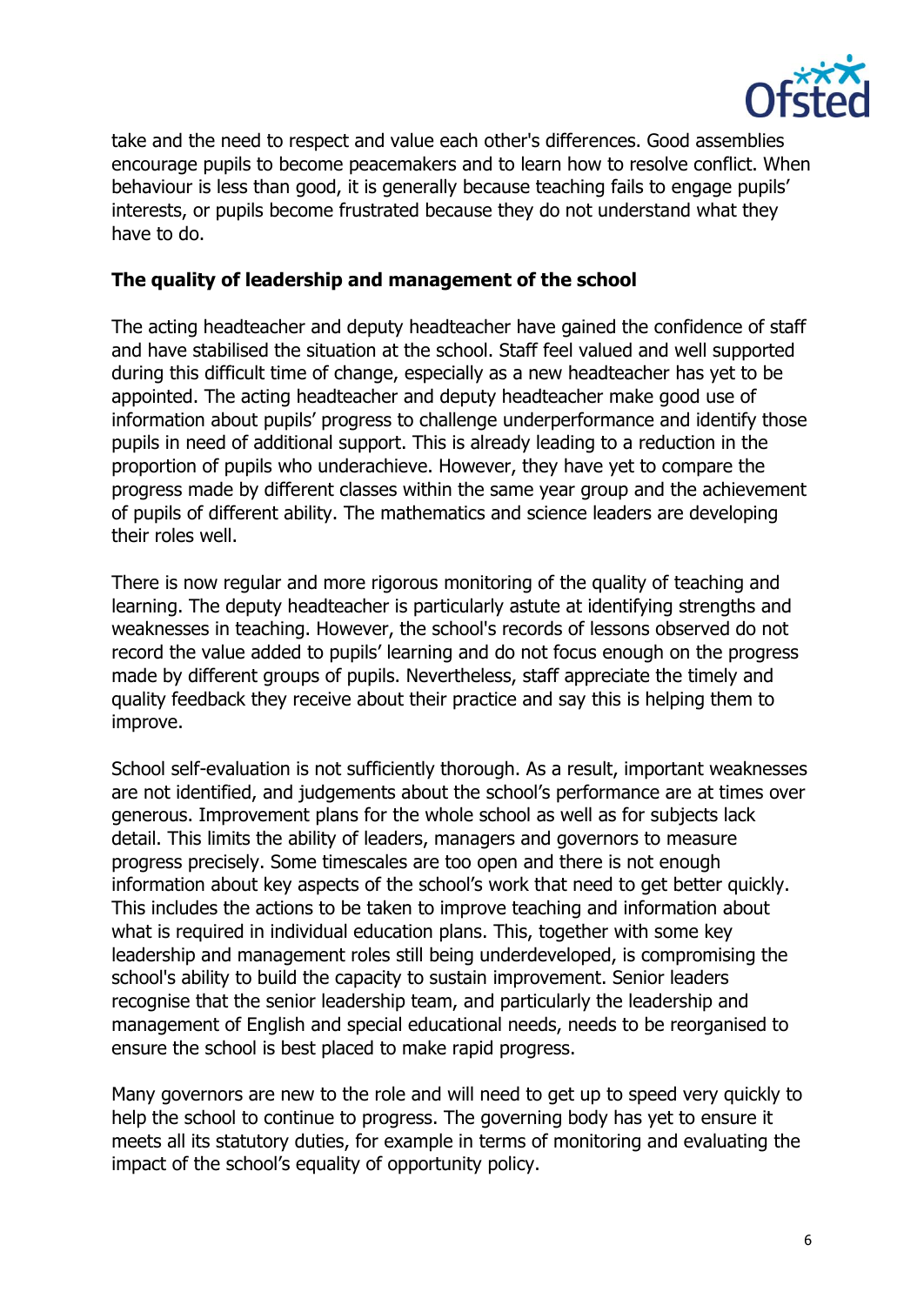take and the need to respect and value each other's differences. Good assemblies encourage pupils to become peacemakers and to learn how to resolve conflict. When behaviour is less than good, it is generally because teaching fails to engage pupils' interests, or pupils become frustrated because they do not understand what they have to do.

### The quality of leadership and management of the school

The acting headteacher and deputy headteacher have gained the confidence of staff and have stabilised the situation at the school. Staff feel valued and well supported during this difficult time of change, especially as a new headteacher has yet to be appointed. The acting headteacher and deputy headteacher make good use of information about pupils' progress to challenge underperformance and identify those pupils in need of additional support. This is already leading to a reduction in the proportion of pupils who underachieve. However, they have yet to compare the progress made by different classes within the same year group and the achievement of pupils of different ability. The mathematics and science leaders are developing their roles well.

There is now regular and more rigorous monitoring of the quality of teaching and learning. The deputy headteacher is particularly astute at identifying strengths and weaknesses in teaching. However, the school's records of lessons observed do not record the value added to pupils' learning and do not focus enough on the progress made by different groups of pupils. Nevertheless, staff appreciate the timely and quality feedback they receive about their practice and say this is helping them to improve.

School self-evaluation is not sufficiently thorough. As a result, important weaknesses are not identified, and judgements about the school's performance are at times over generous. Improvement plans for the whole school as well as for subjects lack detail. This limits the ability of leaders, managers and governors to measure progress precisely. Some timescales are too open and there is not enough information about key aspects of the school's work that need to get better quickly. This includes the actions to be taken to improve teaching and information about what is required in individual education plans. This, together with some key leadership and management roles still being underdeveloped, is compromising the school's ability to build the capacity to sustain improvement. Senior leaders recognise that the senior leadership team, and particularly the leadership and management of English and special educational needs, needs to be reorganised to ensure the school is best placed to make rapid progress.

Many governors are new to the role and will need to get up to speed very quickly to help the school to continue to progress. The governing body has yet to ensure it meets all its statutory duties, for example in terms of monitoring and evaluating the impact of the school's equality of opportunity policy.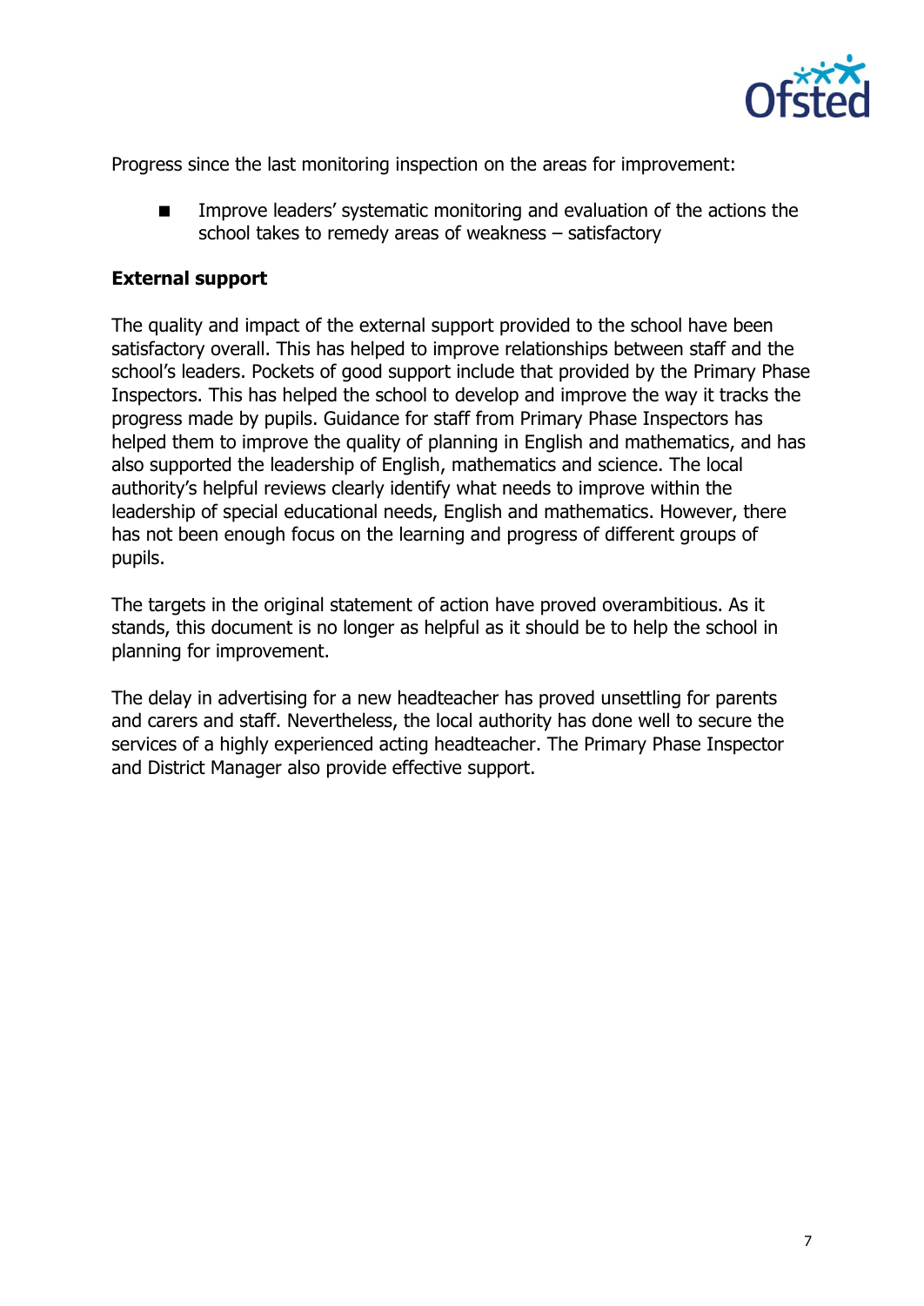Progress since the last monitoring inspection on the areas for improvement:

- Improve leaders' systematic monitoring and evaluation of the actions the school takes to remedy areas of weakness – satisfactory

**External support**

The quality and impact of the external support provided to the school have been satisfactory overall. This has helped to improve relationships between staff and the school's leaders. Pockets of good support include that provided by the Primary Phase Inspectors. This has helped the school to develop and improve the way it tracks the progress made by pupils. Guidance for staff from Primary Phase Inspectors has helped them to improve the quality of planning in English and mathematics, and has also supported the leadership of English, mathematics and science. The local authority's helpful reviews clearly identify what needs to improve within the leadership of special educational needs, English and mathematics. However, there has not been enough focus on the learning and progress of different groups of pupils.

The targets in the original statement of action have proved overambitious. As it stands, this document is no longer as helpful as it should be to help the school in planning for improvement.

The delay in advertising for a new headteacher has proved unsettling for parents and carers and staff. Nevertheless, the local authority has done well to secure the services of a highly experienced acting headteacher. The Primary Phase Inspector and District Manager also provide effective support.